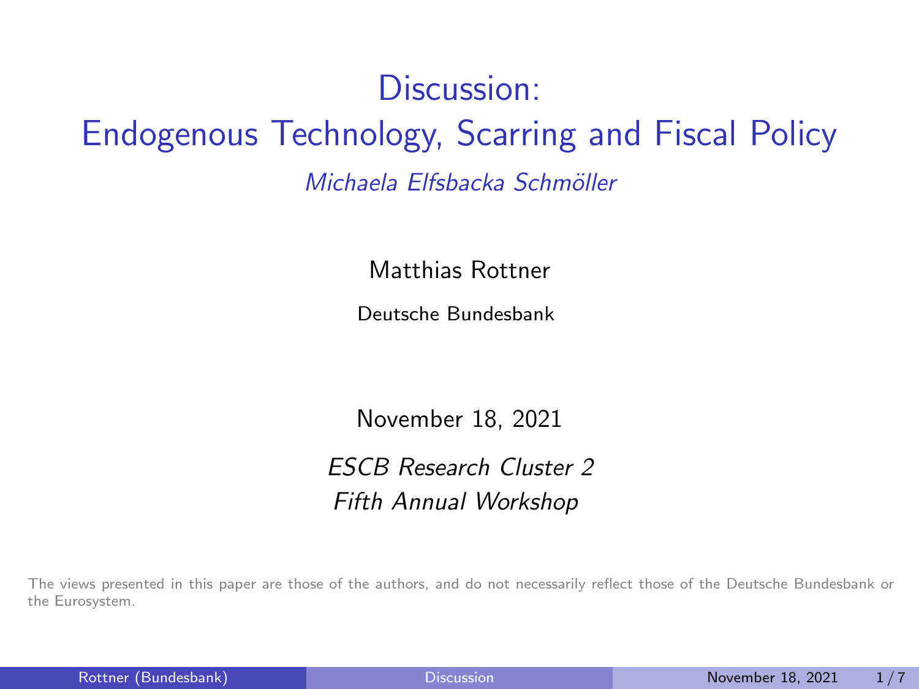# Discussion:
# Endogenous Technology, Scarring and Fiscal Policy

*Michaela Elfsbacka Schmöller*

Matthias Rottner

Deutsche Bundesbank

November 18, 2021

*ESCB Research Cluster 2*
*Fifth Annual Workshop*

The views presented in this paper are those of the authors, and do not necessarily reflect those of the Deutsche Bundesbank or the Eurosystem.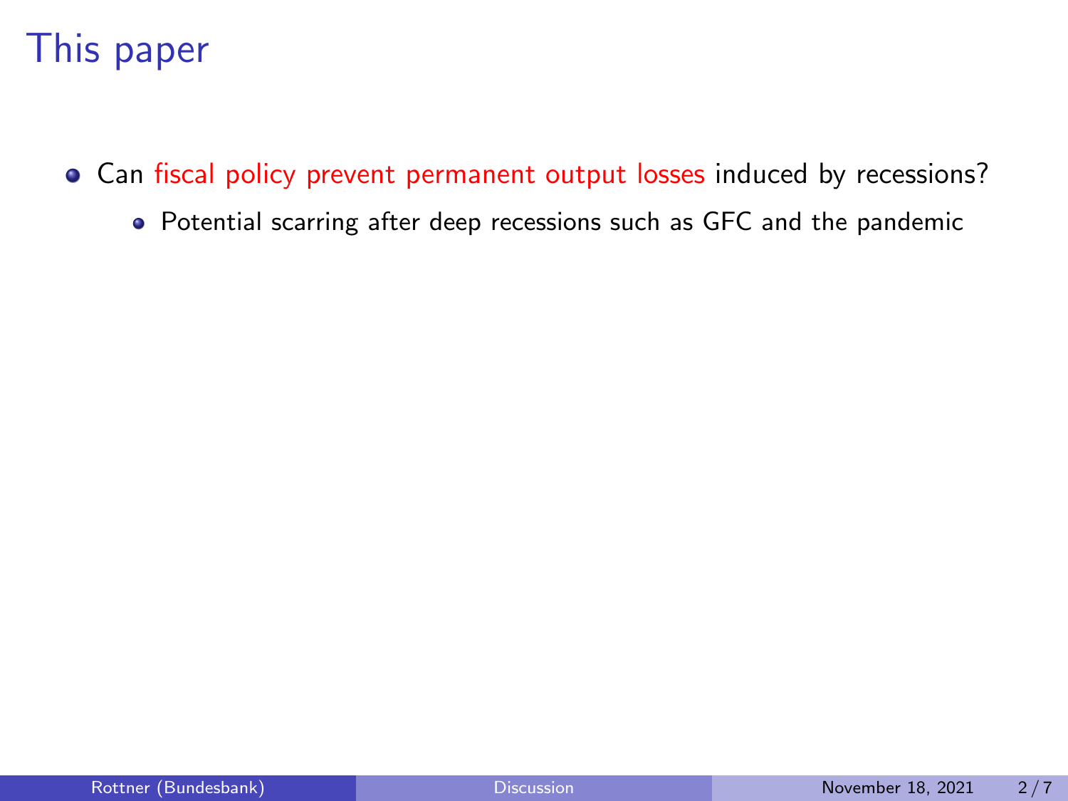# This paper

- Can fiscal policy prevent permanent output losses induced by recessions?
  - Potential scarring after deep recessions such as GFC and the pandemic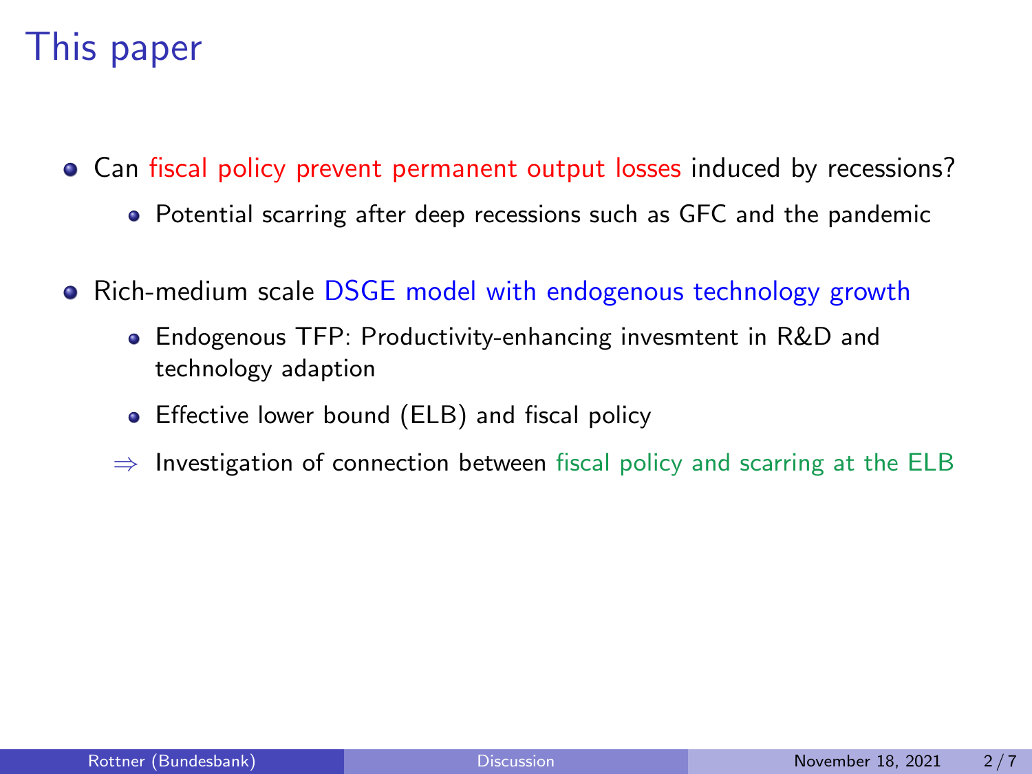# This paper

- Can fiscal policy prevent permanent output losses induced by recessions?
  - Potential scarring after deep recessions such as GFC and the pandemic
- Rich-medium scale DSGE model with endogenous technology growth
  - Endogenous TFP: Productivity-enhancing invesmtent in R&D and technology adaption
  - Effective lower bound (ELB) and fiscal policy

  ⇒ Investigation of connection between fiscal policy and scarring at the ELB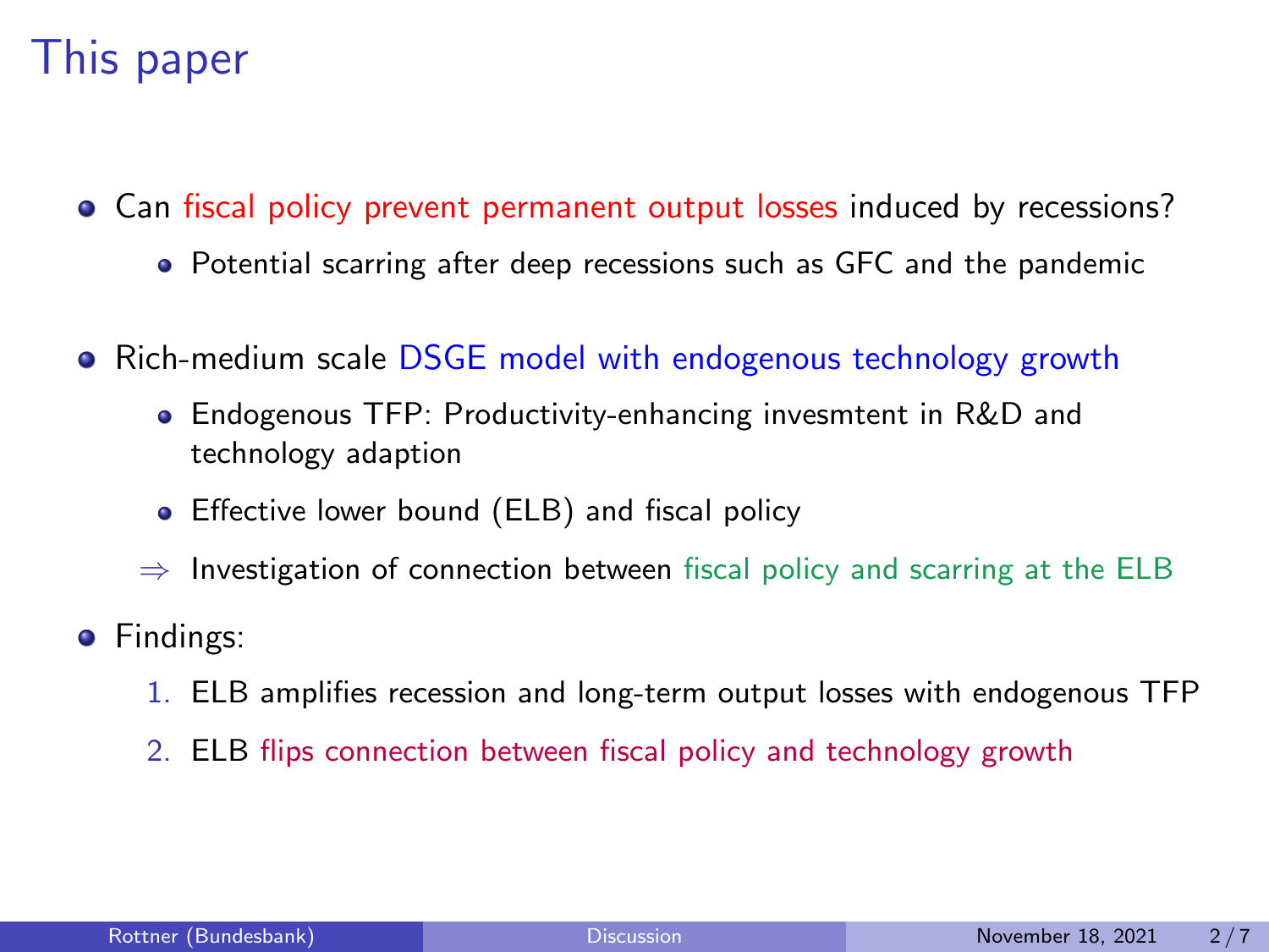# This paper

- Can fiscal policy prevent permanent output losses induced by recessions?
  - Potential scarring after deep recessions such as GFC and the pandemic
- Rich-medium scale DSGE model with endogenous technology growth
  - Endogenous TFP: Productivity-enhancing invesmtent in R&D and technology adaption
  - Effective lower bound (ELB) and fiscal policy

  ⇒ Investigation of connection between fiscal policy and scarring at the ELB
- Findings:
  1. ELB amplifies recession and long-term output losses with endogenous TFP
  2. ELB flips connection between fiscal policy and technology growth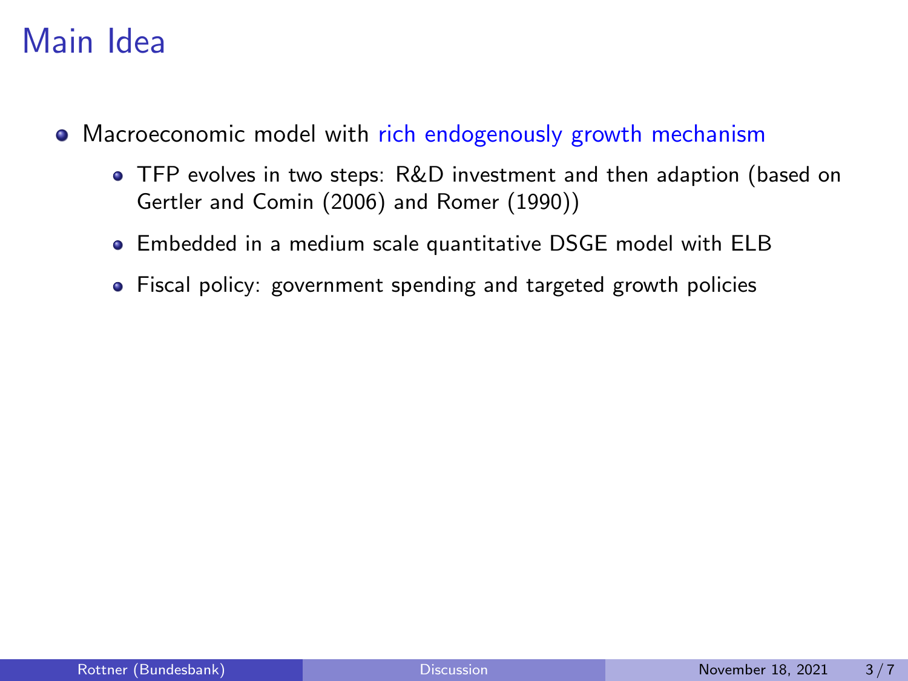# Main Idea

- Macroeconomic model with rich endogenously growth mechanism
  - TFP evolves in two steps: R&D investment and then adaption (based on Gertler and Comin (2006) and Romer (1990))
  - Embedded in a medium scale quantitative DSGE model with ELB
  - Fiscal policy: government spending and targeted growth policies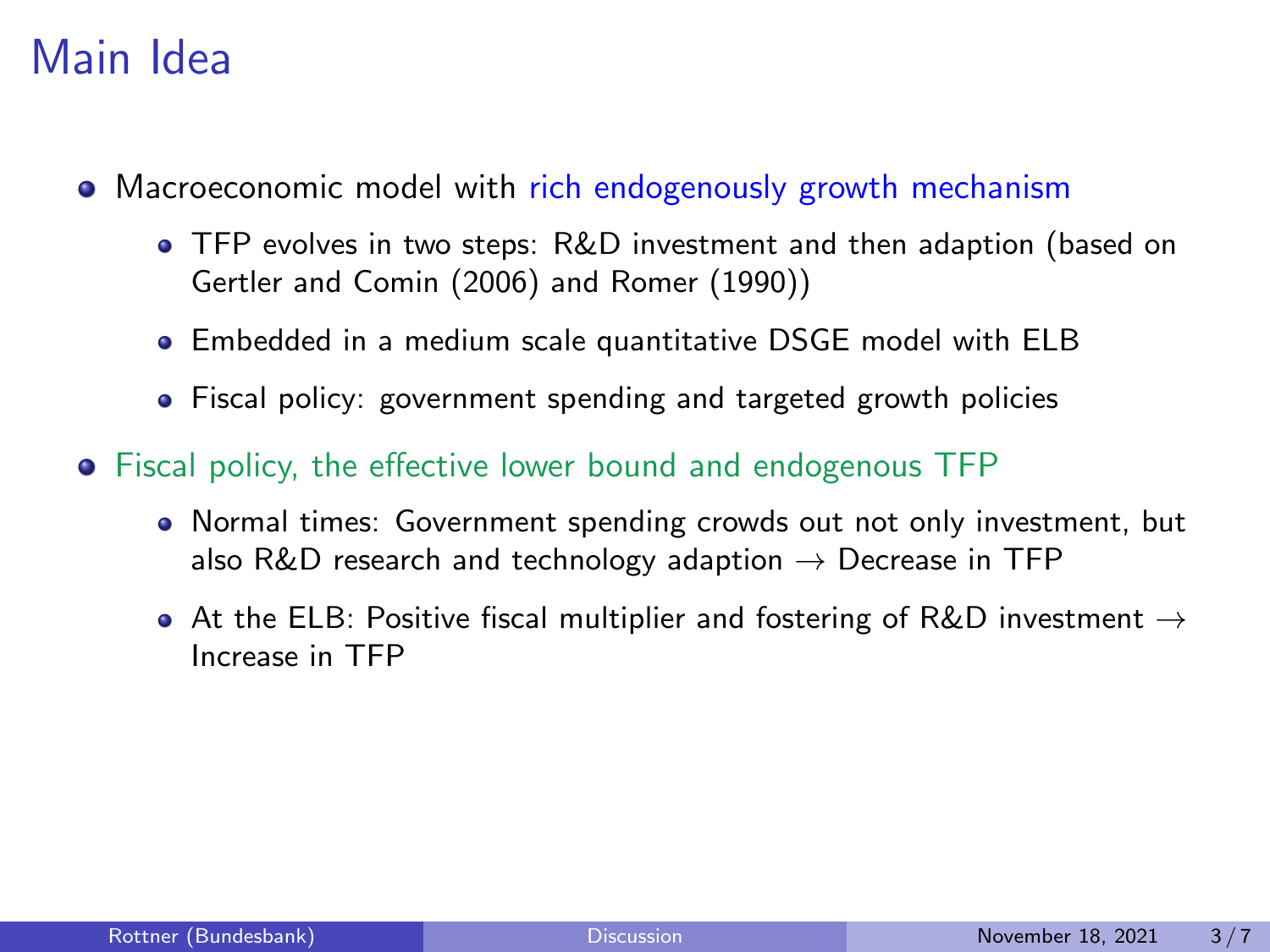# Main Idea

- Macroeconomic model with rich endogenously growth mechanism
  - TFP evolves in two steps: R&D investment and then adaption (based on Gertler and Comin (2006) and Romer (1990))
  - Embedded in a medium scale quantitative DSGE model with ELB
  - Fiscal policy: government spending and targeted growth policies
- Fiscal policy, the effective lower bound and endogenous TFP
  - Normal times: Government spending crowds out not only investment, but also R&D research and technology adaption $\rightarrow$ Decrease in TFP
  - At the ELB: Positive fiscal multiplier and fostering of R&D investment $\rightarrow$ Increase in TFP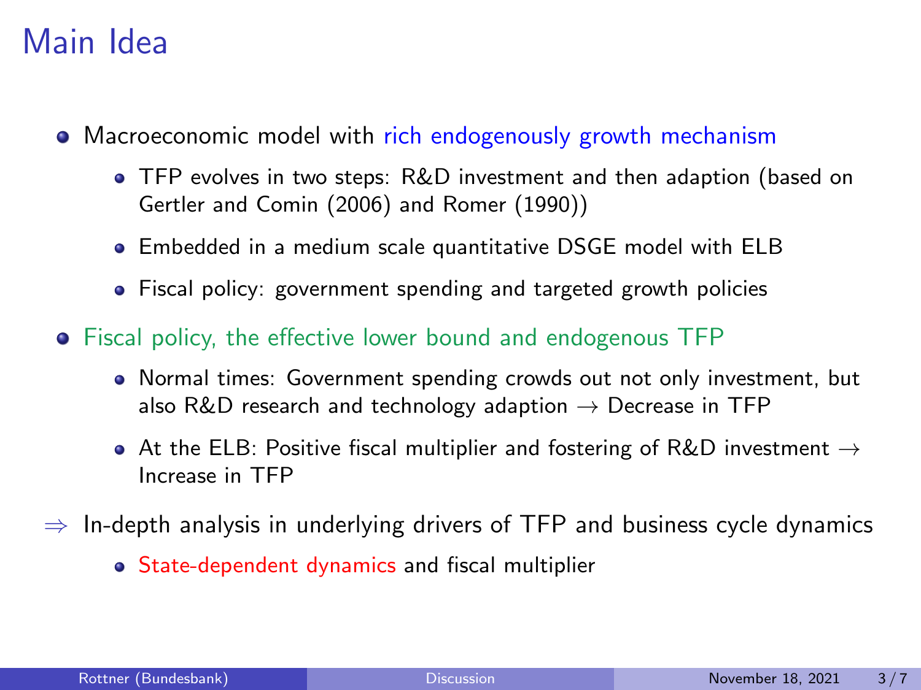# Main Idea

- Macroeconomic model with rich endogenously growth mechanism
  - TFP evolves in two steps: R&D investment and then adaption (based on Gertler and Comin (2006) and Romer (1990))
  - Embedded in a medium scale quantitative DSGE model with ELB
  - Fiscal policy: government spending and targeted growth policies
- Fiscal policy, the effective lower bound and endogenous TFP
  - Normal times: Government spending crowds out not only investment, but also R&D research and technology adaption → Decrease in TFP
  - At the ELB: Positive fiscal multiplier and fostering of R&D investment → Increase in TFP

⇒ In-depth analysis in underlying drivers of TFP and business cycle dynamics

- State-dependent dynamics and fiscal multiplier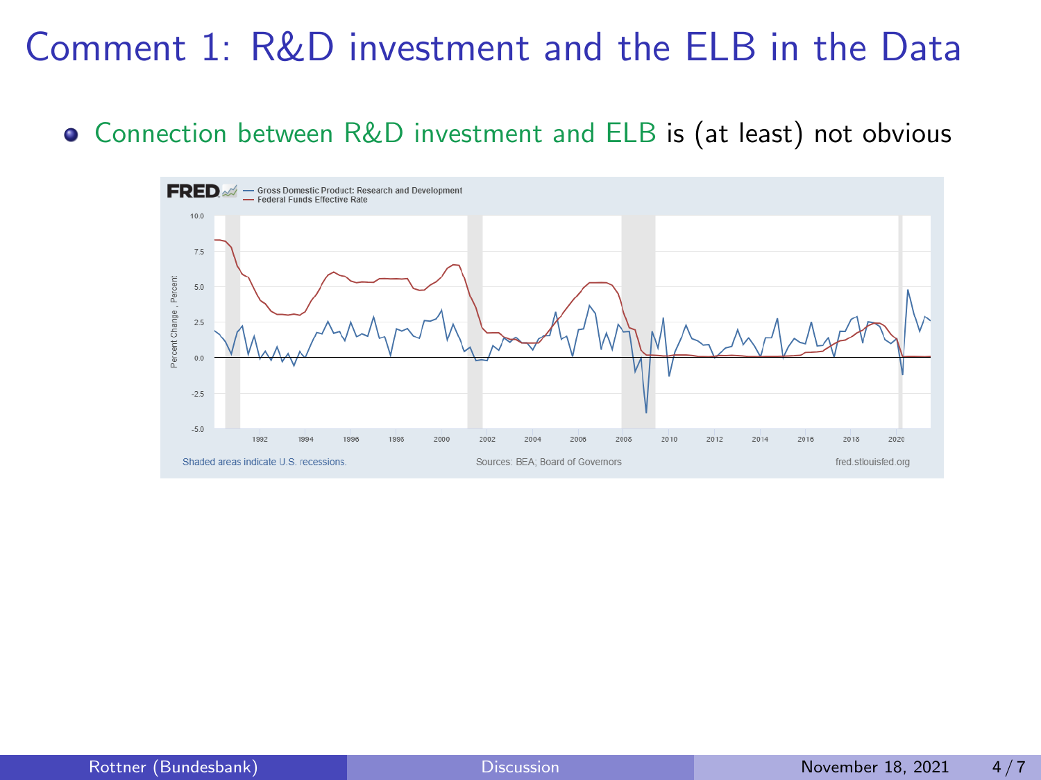# Comment 1: R&D investment and the ELB in the Data

- Connection between R&D investment and ELB is (at least) not obvious

FRED — Gross Domestic Product: Research and Development — Federal Funds Effective Rate

Shaded areas indicate U.S. recessions. Sources: BEA; Board of Governors fred.stlouisfed.org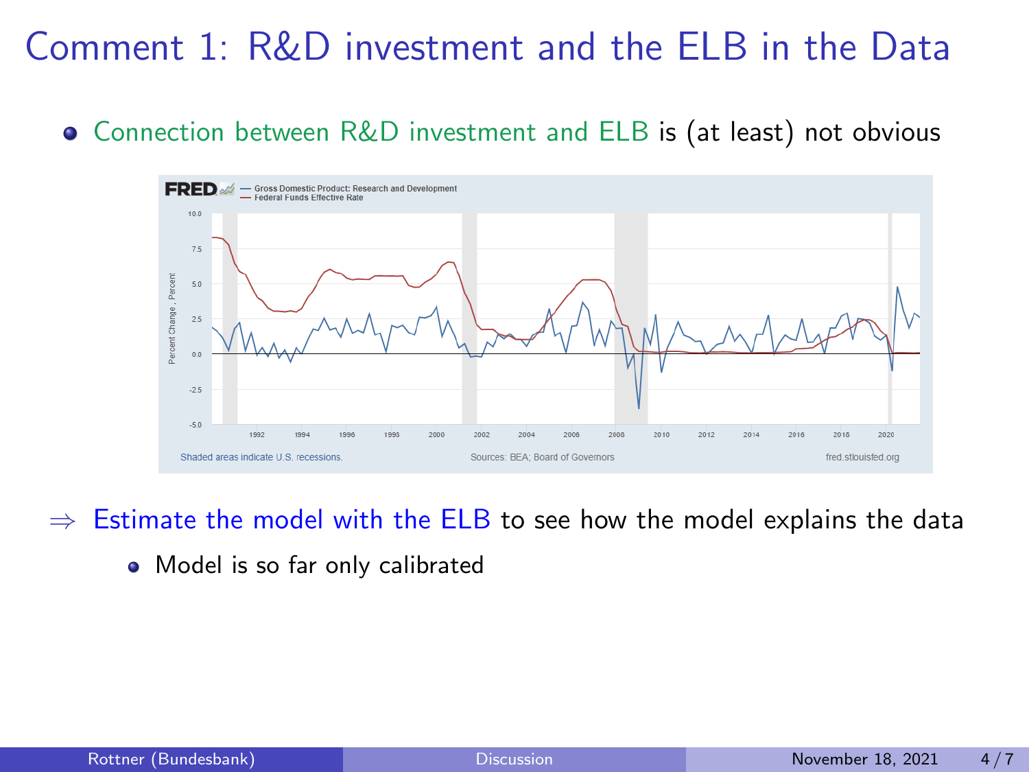# Comment 1: R&D investment and the ELB in the Data

- Connection between R&D investment and ELB is (at least) not obvious

⇒ Estimate the model with the ELB to see how the model explains the data

- Model is so far only calibrated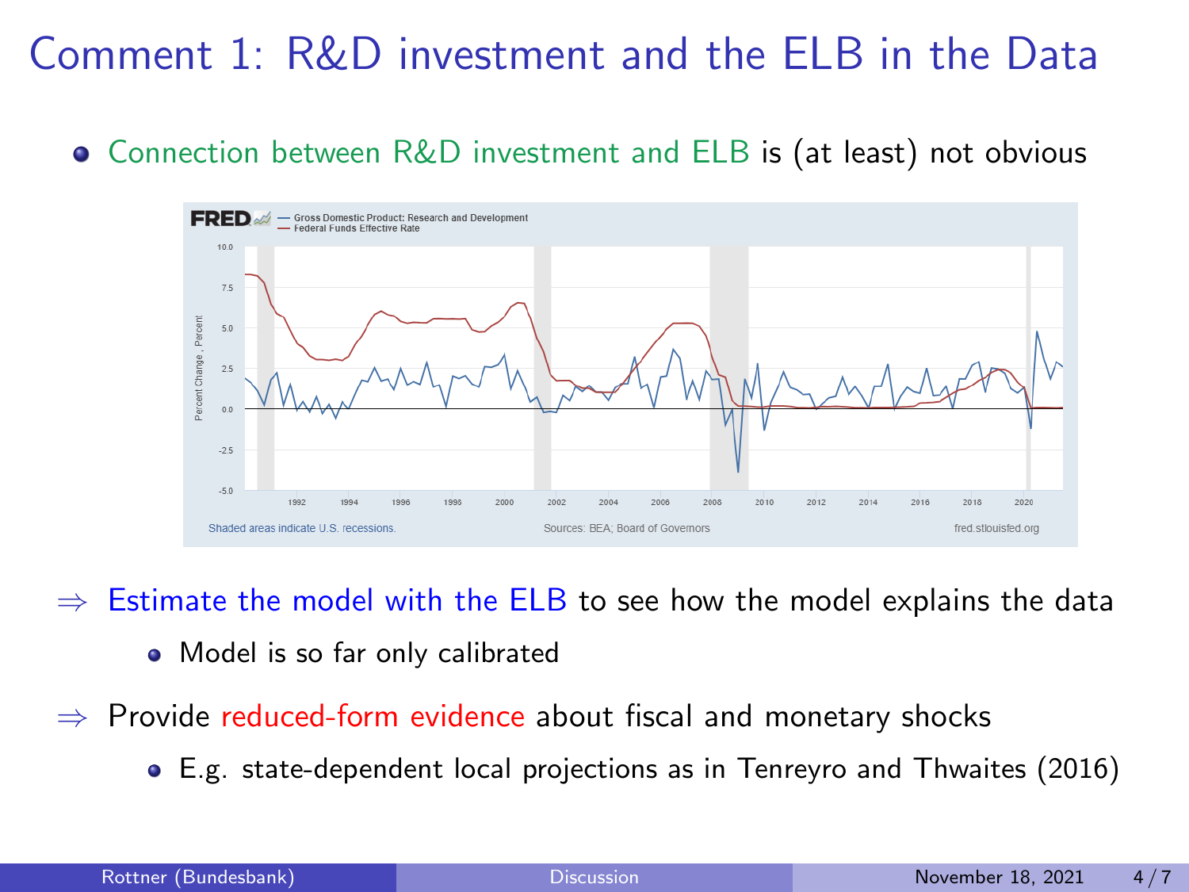# Comment 1: R&D investment and the ELB in the Data

- Connection between R&D investment and ELB is (at least) not obvious

⇒ Estimate the model with the ELB to see how the model explains the data

- Model is so far only calibrated

⇒ Provide reduced-form evidence about fiscal and monetary shocks

- E.g. state-dependent local projections as in Tenreyro and Thwaites (2016)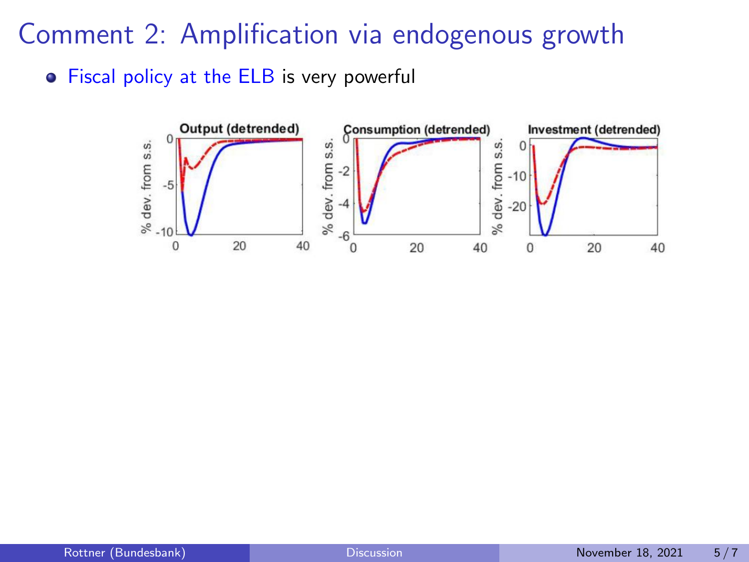# Comment 2: Amplification via endogenous growth

- Fiscal policy at the ELB is very powerful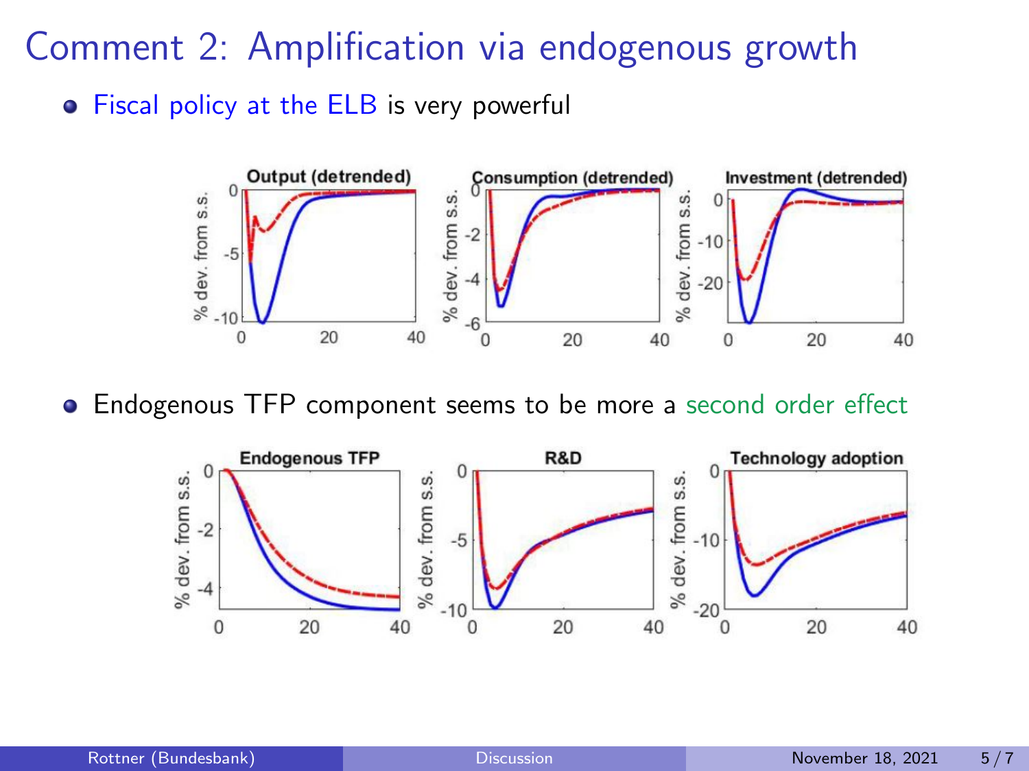# Comment 2: Amplification via endogenous growth

- Fiscal policy at the ELB is very powerful

- Endogenous TFP component seems to be more a second order effect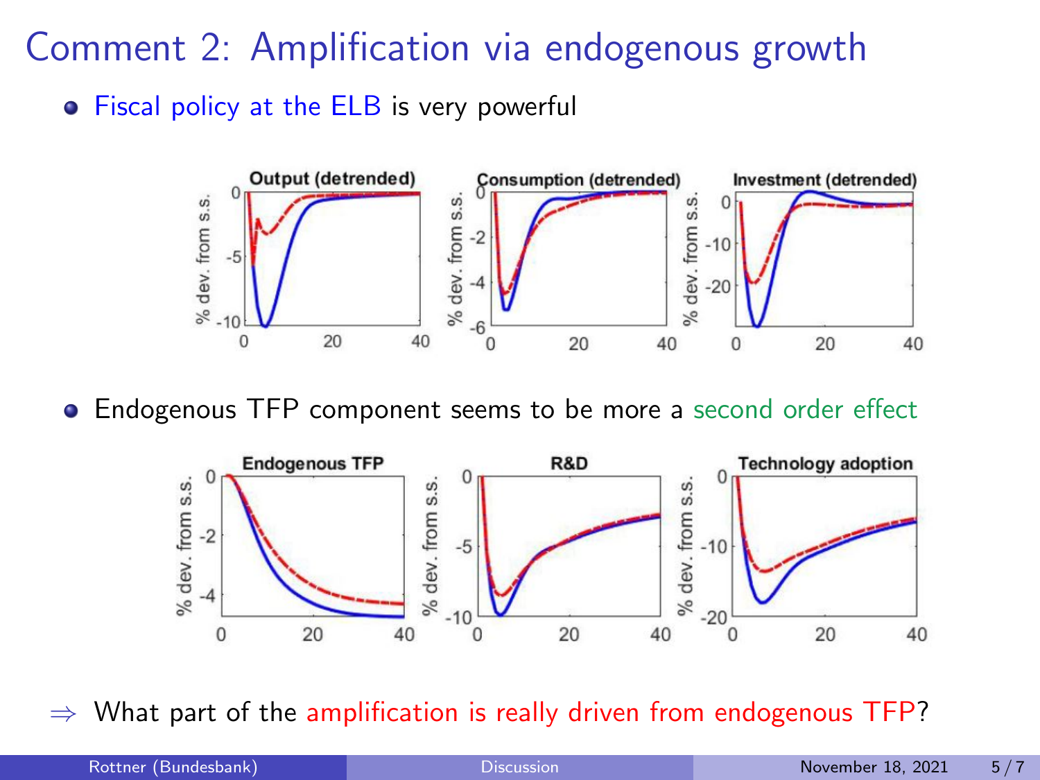# Comment 2: Amplification via endogenous growth

- Fiscal policy at the ELB is very powerful

- Endogenous TFP component seems to be more a second order effect

$\Rightarrow$ What part of the amplification is really driven from endogenous TFP?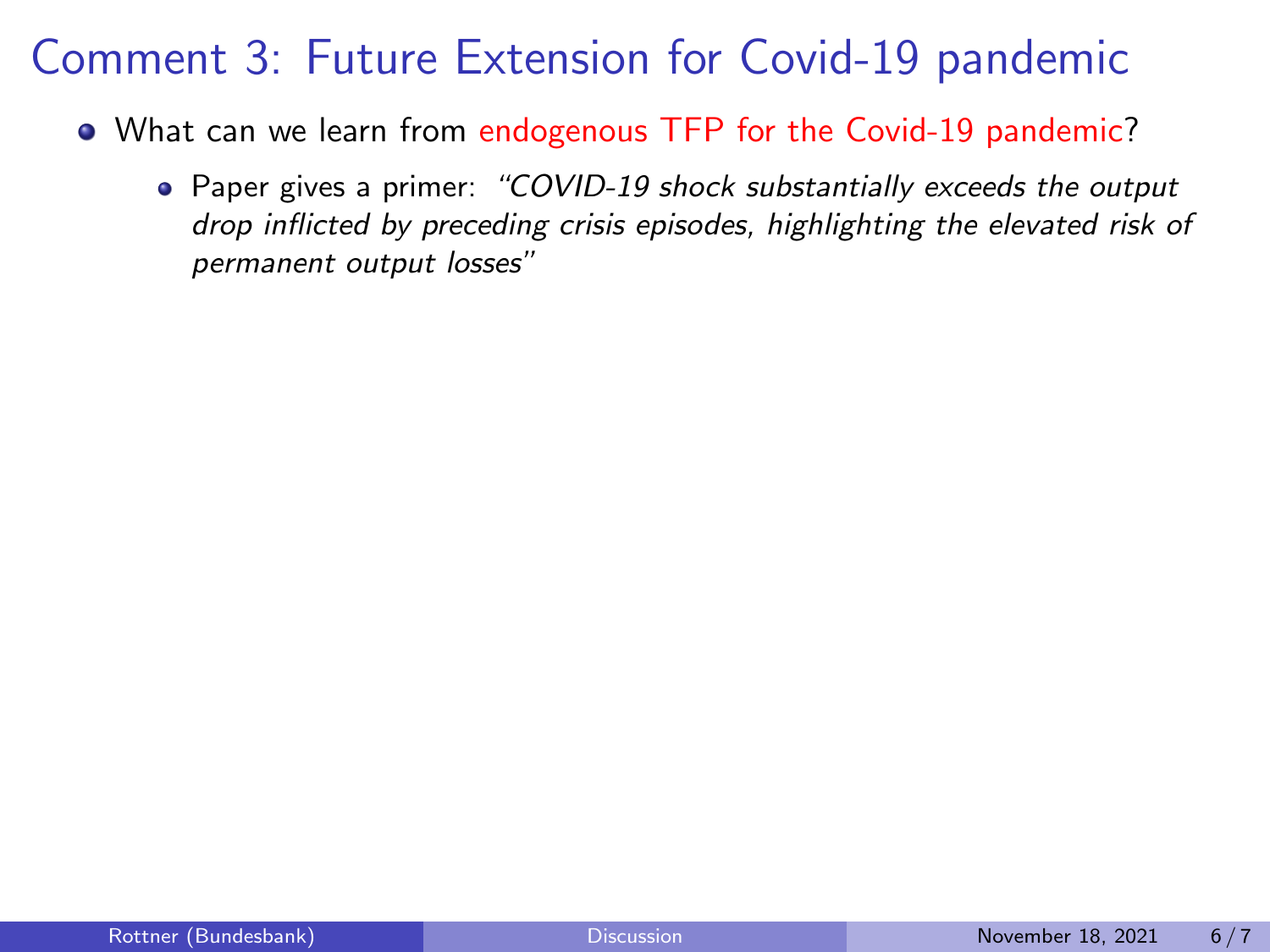# Comment 3: Future Extension for Covid-19 pandemic

- What can we learn from endogenous TFP for the Covid-19 pandemic?
  - Paper gives a primer: *"COVID-19 shock substantially exceeds the output drop inflicted by preceding crisis episodes, highlighting the elevated risk of permanent output losses"*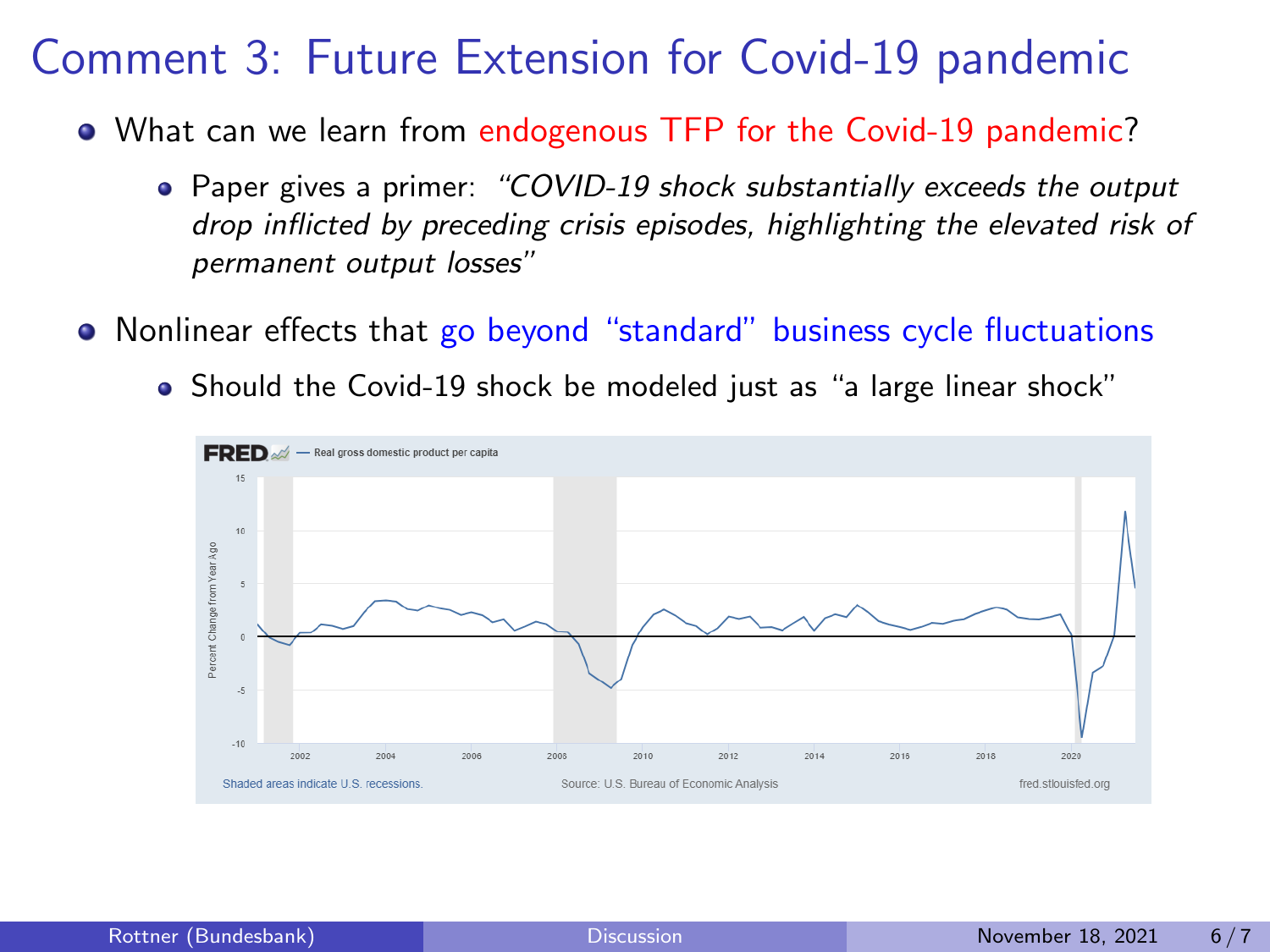# Comment 3: Future Extension for Covid-19 pandemic

- What can we learn from endogenous TFP for the Covid-19 pandemic?
  - Paper gives a primer: *"COVID-19 shock substantially exceeds the output drop inflicted by preceding crisis episodes, highlighting the elevated risk of permanent output losses"*
- Nonlinear effects that go beyond "standard" business cycle fluctuations
  - Should the Covid-19 shock be modeled just as "a large linear shock"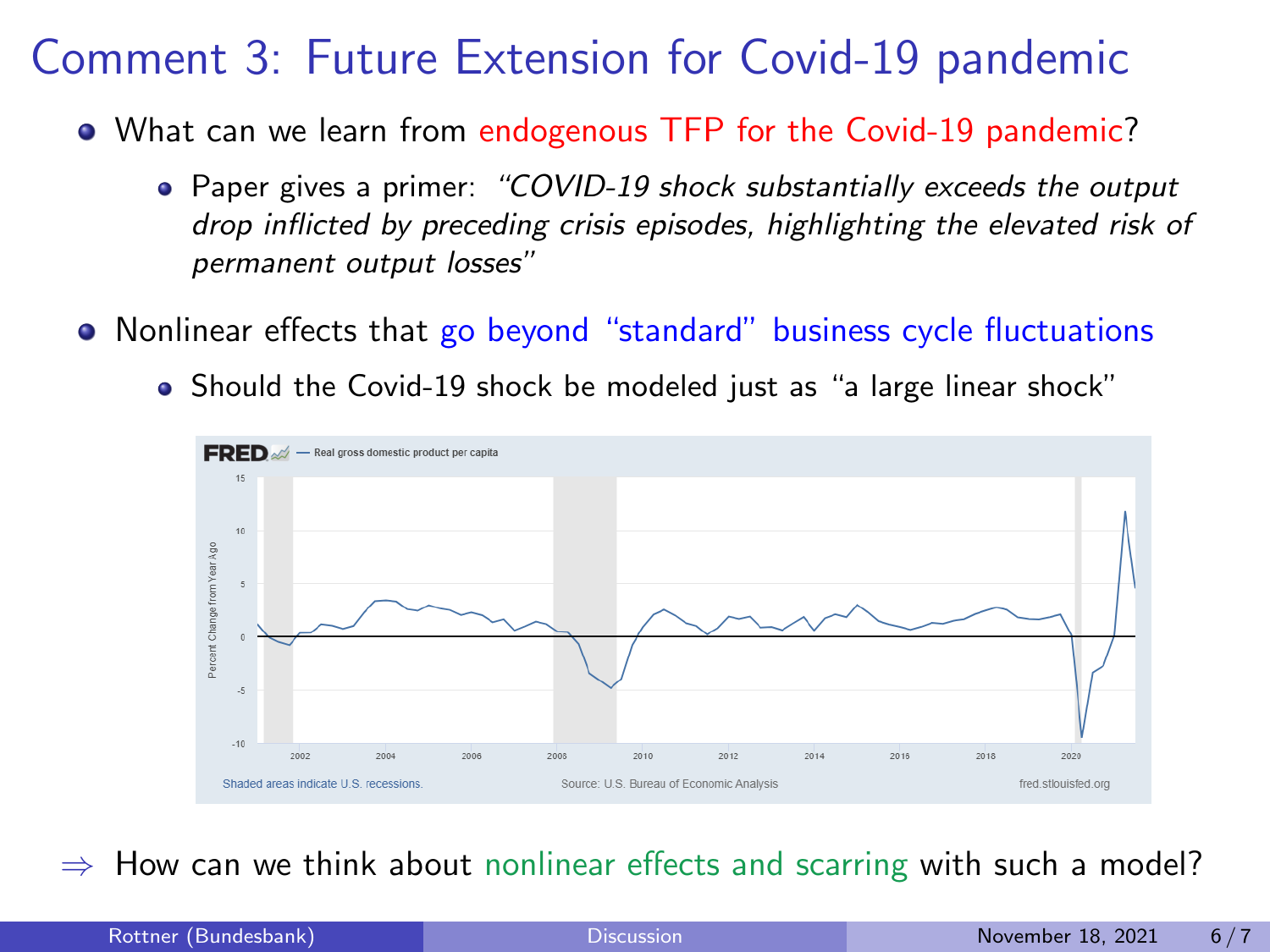# Comment 3: Future Extension for Covid-19 pandemic

- What can we learn from endogenous TFP for the Covid-19 pandemic?
  - Paper gives a primer: *"COVID-19 shock substantially exceeds the output drop inflicted by preceding crisis episodes, highlighting the elevated risk of permanent output losses"*
- Nonlinear effects that go beyond "standard" business cycle fluctuations
  - Should the Covid-19 shock be modeled just as "a large linear shock"

FRED — Real gross domestic product per capita

Shaded areas indicate U.S. recessions. Source: U.S. Bureau of Economic Analysis fred.stlouisfed.org

$\Rightarrow$ How can we think about nonlinear effects and scarring with such a model?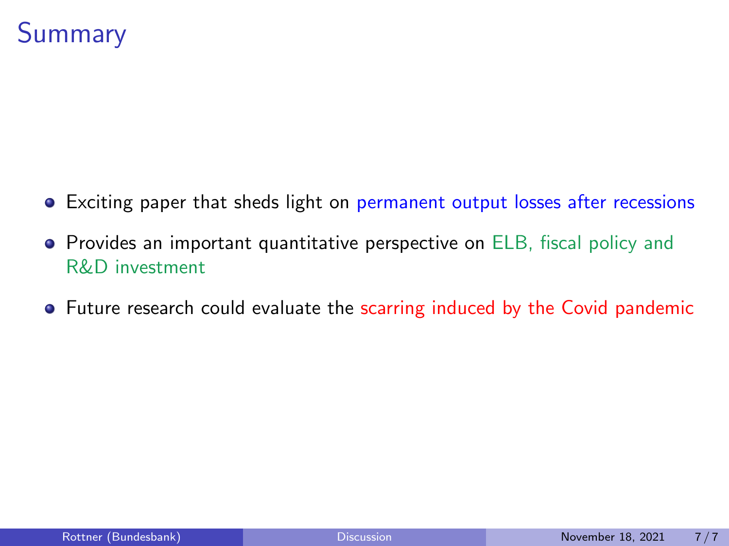# Summary

- Exciting paper that sheds light on permanent output losses after recessions
- Provides an important quantitative perspective on ELB, fiscal policy and R&D investment
- Future research could evaluate the scarring induced by the Covid pandemic